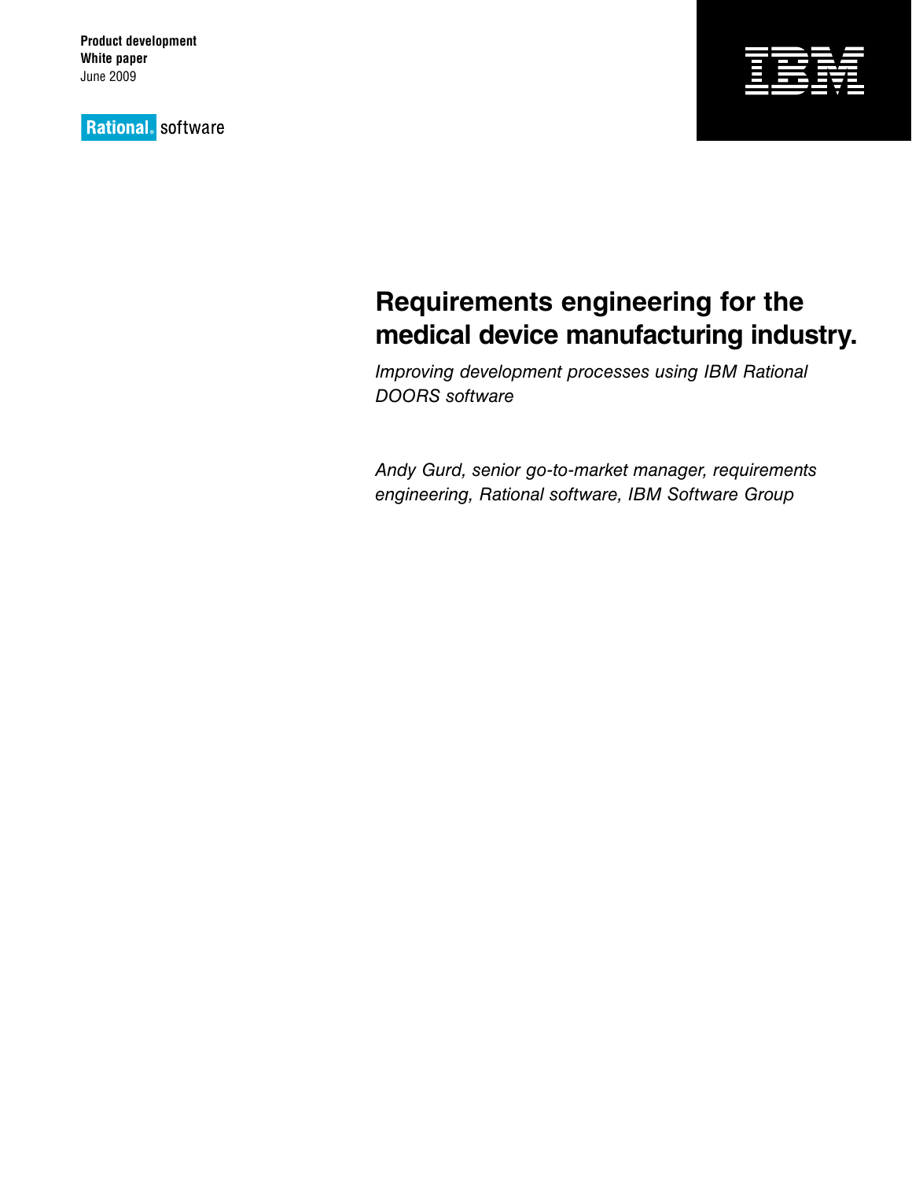**Product development**
**White paper**
June 2009

Rational. software

IBM

# Requirements engineering for the medical device manufacturing industry.

*Improving development processes using IBM Rational DOORS software*

*Andy Gurd, senior go-to-market manager, requirements engineering, Rational software, IBM Software Group*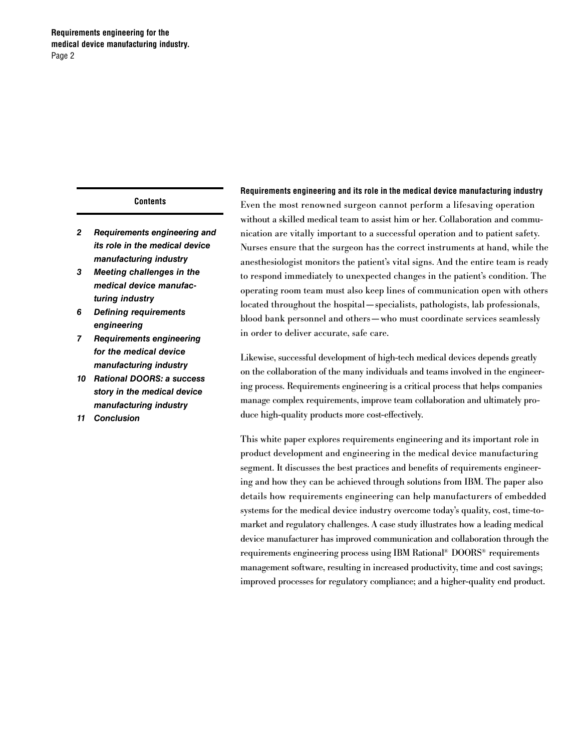**Contents**

- *2 Requirements engineering and its role in the medical device manufacturing industry*
- *3 Meeting challenges in the medical device manufacturing industry*
- *6 Defining requirements engineering*
- *7 Requirements engineering for the medical device manufacturing industry*
- *10 Rational DOORS: a success story in the medical device manufacturing industry*
- *11 Conclusion*

## Requirements engineering and its role in the medical device manufacturing industry

Even the most renowned surgeon cannot perform a lifesaving operation without a skilled medical team to assist him or her. Collaboration and communication are vitally important to a successful operation and to patient safety. Nurses ensure that the surgeon has the correct instruments at hand, while the anesthesiologist monitors the patient's vital signs. And the entire team is ready to respond immediately to unexpected changes in the patient's condition. The operating room team must also keep lines of communication open with others located throughout the hospital—specialists, pathologists, lab professionals, blood bank personnel and others—who must coordinate services seamlessly in order to deliver accurate, safe care.

Likewise, successful development of high-tech medical devices depends greatly on the collaboration of the many individuals and teams involved in the engineering process. Requirements engineering is a critical process that helps companies manage complex requirements, improve team collaboration and ultimately produce high-quality products more cost-effectively.

This white paper explores requirements engineering and its important role in product development and engineering in the medical device manufacturing segment. It discusses the best practices and benefits of requirements engineering and how they can be achieved through solutions from IBM. The paper also details how requirements engineering can help manufacturers of embedded systems for the medical device industry overcome today's quality, cost, time-to-market and regulatory challenges. A case study illustrates how a leading medical device manufacturer has improved communication and collaboration through the requirements engineering process using IBM Rational® DOORS® requirements management software, resulting in increased productivity, time and cost savings; improved processes for regulatory compliance; and a higher-quality end product.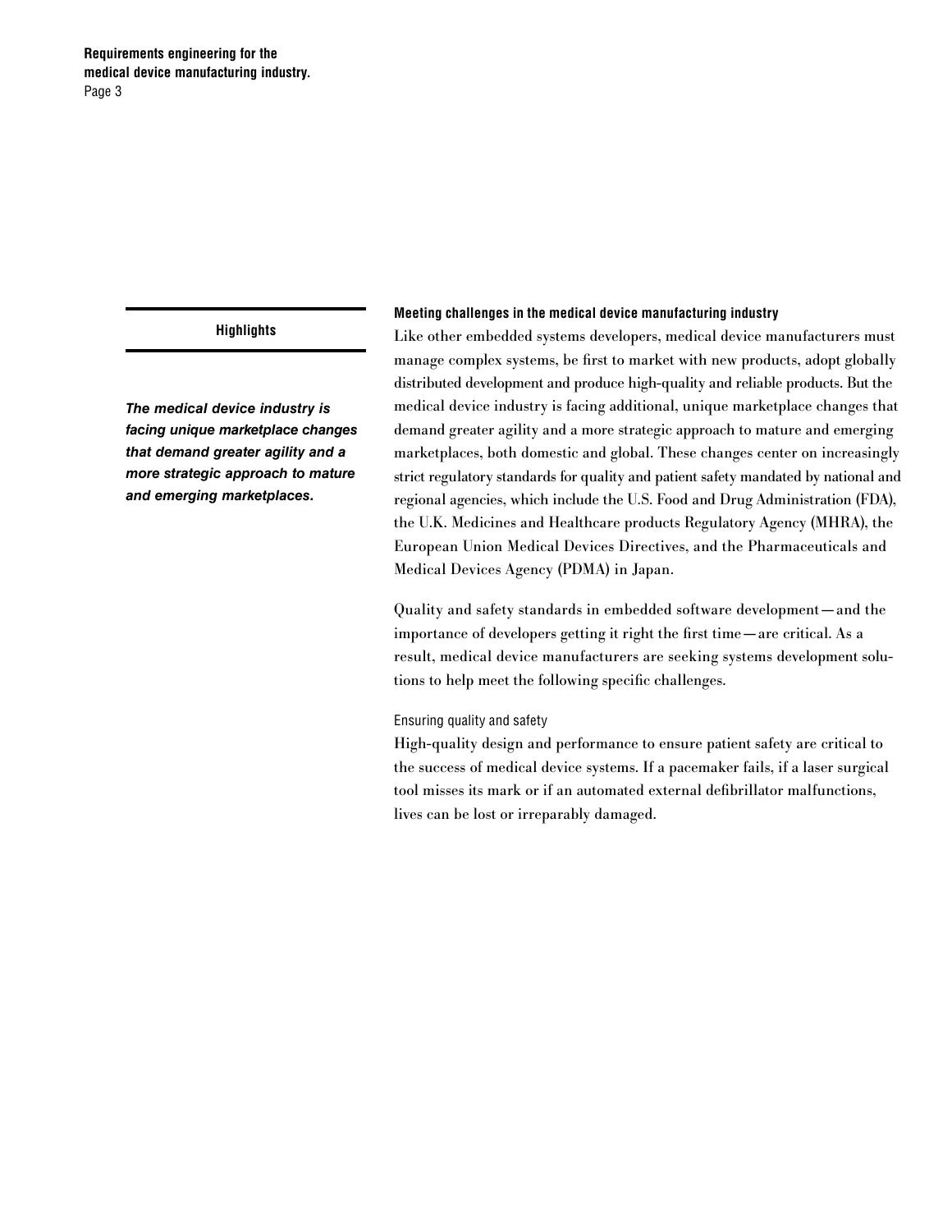**Highlights**

***The medical device industry is facing unique marketplace changes that demand greater agility and a more strategic approach to mature and emerging marketplaces.***

## Meeting challenges in the medical device manufacturing industry

Like other embedded systems developers, medical device manufacturers must manage complex systems, be first to market with new products, adopt globally distributed development and produce high-quality and reliable products. But the medical device industry is facing additional, unique marketplace changes that demand greater agility and a more strategic approach to mature and emerging marketplaces, both domestic and global. These changes center on increasingly strict regulatory standards for quality and patient safety mandated by national and regional agencies, which include the U.S. Food and Drug Administration (FDA), the U.K. Medicines and Healthcare products Regulatory Agency (MHRA), the European Union Medical Devices Directives, and the Pharmaceuticals and Medical Devices Agency (PDMA) in Japan.

Quality and safety standards in embedded software development—and the importance of developers getting it right the first time—are critical. As a result, medical device manufacturers are seeking systems development solutions to help meet the following specific challenges.

### Ensuring quality and safety

High-quality design and performance to ensure patient safety are critical to the success of medical device systems. If a pacemaker fails, if a laser surgical tool misses its mark or if an automated external defibrillator malfunctions, lives can be lost or irreparably damaged.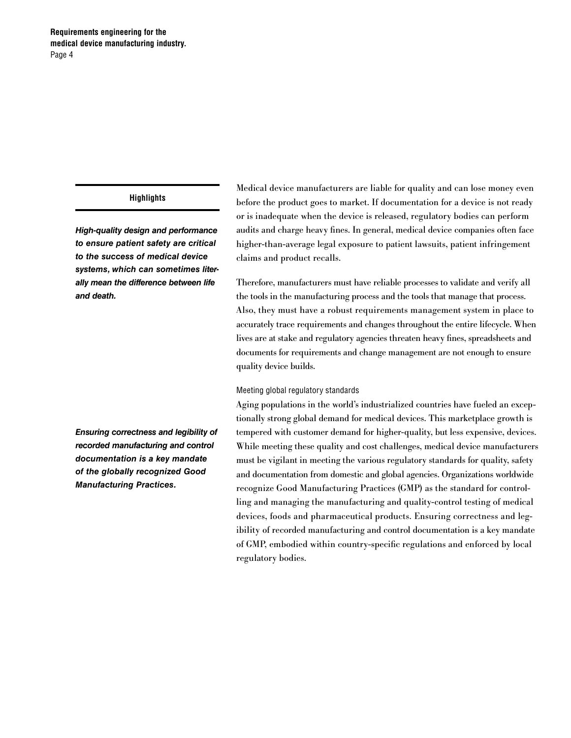**Highlights**

***High-quality design and performance to ensure patient safety are critical to the success of medical device systems, which can sometimes literally mean the difference between life and death.***

***Ensuring correctness and legibility of recorded manufacturing and control documentation is a key mandate of the globally recognized Good Manufacturing Practices.***

Medical device manufacturers are liable for quality and can lose money even before the product goes to market. If documentation for a device is not ready or is inadequate when the device is released, regulatory bodies can perform audits and charge heavy fines. In general, medical device companies often face higher-than-average legal exposure to patient lawsuits, patient infringement claims and product recalls.

Therefore, manufacturers must have reliable processes to validate and verify all the tools in the manufacturing process and the tools that manage that process. Also, they must have a robust requirements management system in place to accurately trace requirements and changes throughout the entire lifecycle. When lives are at stake and regulatory agencies threaten heavy fines, spreadsheets and documents for requirements and change management are not enough to ensure quality device builds.

## Meeting global regulatory standards

Aging populations in the world's industrialized countries have fueled an exceptionally strong global demand for medical devices. This marketplace growth is tempered with customer demand for higher-quality, but less expensive, devices. While meeting these quality and cost challenges, medical device manufacturers must be vigilant in meeting the various regulatory standards for quality, safety and documentation from domestic and global agencies. Organizations worldwide recognize Good Manufacturing Practices (GMP) as the standard for controlling and managing the manufacturing and quality-control testing of medical devices, foods and pharmaceutical products. Ensuring correctness and legibility of recorded manufacturing and control documentation is a key mandate of GMP, embodied within country-specific regulations and enforced by local regulatory bodies.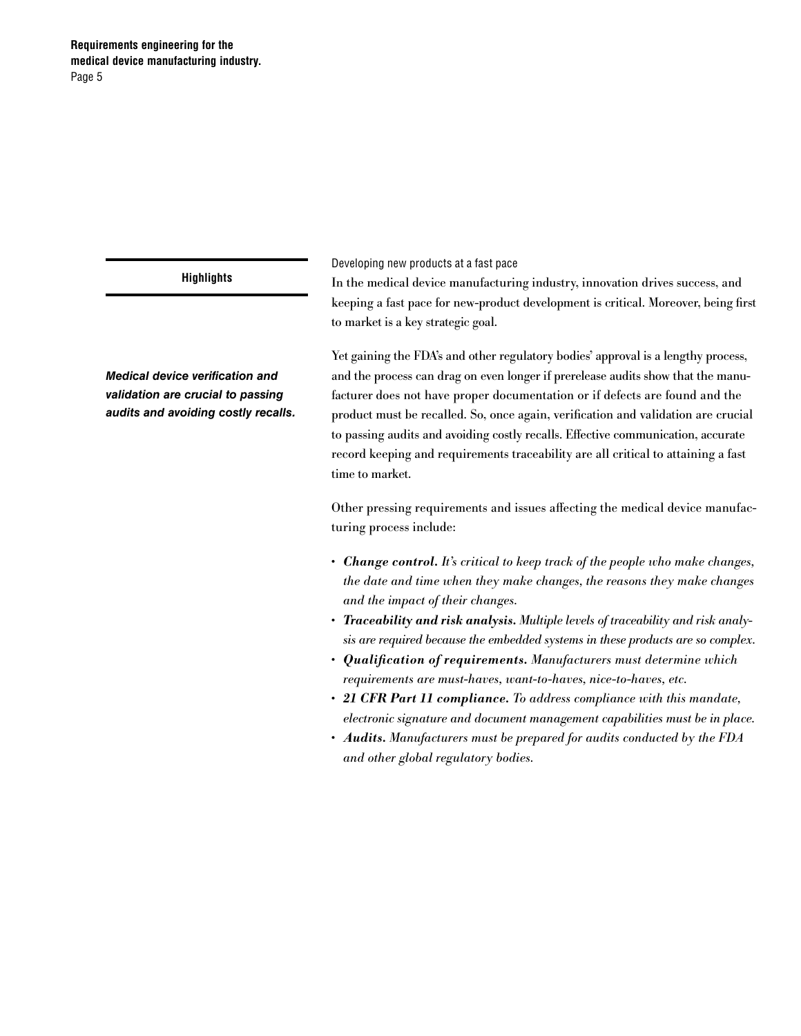**Highlights**

***Medical device verification and validation are crucial to passing audits and avoiding costly recalls.***

## Developing new products at a fast pace

In the medical device manufacturing industry, innovation drives success, and keeping a fast pace for new-product development is critical. Moreover, being first to market is a key strategic goal.

Yet gaining the FDA's and other regulatory bodies' approval is a lengthy process, and the process can drag on even longer if prerelease audits show that the manufacturer does not have proper documentation or if defects are found and the product must be recalled. So, once again, verification and validation are crucial to passing audits and avoiding costly recalls. Effective communication, accurate record keeping and requirements traceability are all critical to attaining a fast time to market.

Other pressing requirements and issues affecting the medical device manufacturing process include:

- ***Change control.*** *It's critical to keep track of the people who make changes, the date and time when they make changes, the reasons they make changes and the impact of their changes.*
- ***Traceability and risk analysis.*** *Multiple levels of traceability and risk analysis are required because the embedded systems in these products are so complex.*
- ***Qualification of requirements.*** *Manufacturers must determine which requirements are must-haves, want-to-haves, nice-to-haves, etc.*
- ***21 CFR Part 11 compliance.*** *To address compliance with this mandate, electronic signature and document management capabilities must be in place.*
- ***Audits.*** *Manufacturers must be prepared for audits conducted by the FDA and other global regulatory bodies.*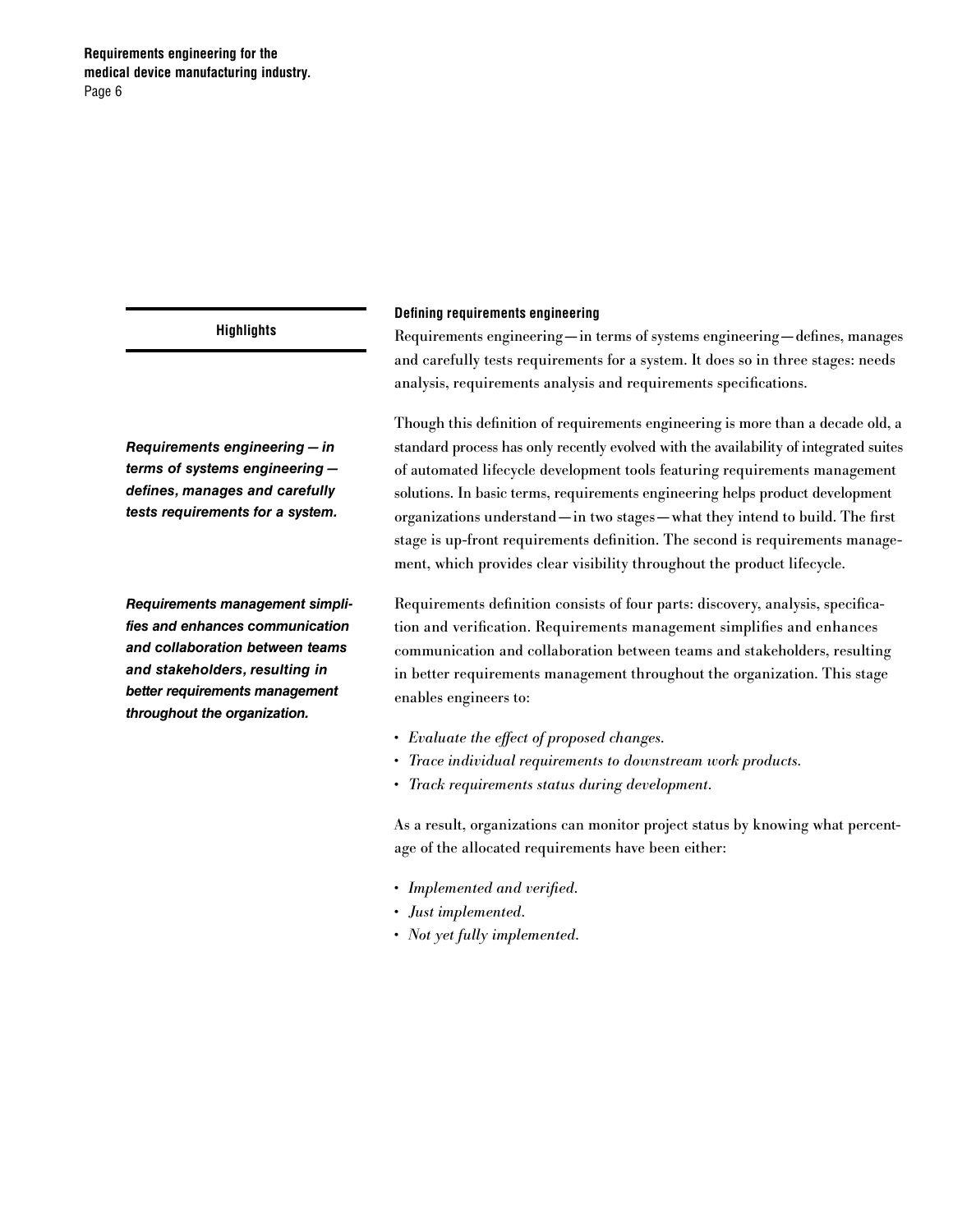**Highlights**

***Requirements engineering — in terms of systems engineering — defines, manages and carefully tests requirements for a system.***

***Requirements management simplifies and enhances communication and collaboration between teams and stakeholders, resulting in better requirements management throughout the organization.***

### Defining requirements engineering

Requirements engineering—in terms of systems engineering—defines, manages and carefully tests requirements for a system. It does so in three stages: needs analysis, requirements analysis and requirements specifications.

Though this definition of requirements engineering is more than a decade old, a standard process has only recently evolved with the availability of integrated suites of automated lifecycle development tools featuring requirements management solutions. In basic terms, requirements engineering helps product development organizations understand—in two stages—what they intend to build. The first stage is up-front requirements definition. The second is requirements management, which provides clear visibility throughout the product lifecycle.

Requirements definition consists of four parts: discovery, analysis, specification and verification. Requirements management simplifies and enhances communication and collaboration between teams and stakeholders, resulting in better requirements management throughout the organization. This stage enables engineers to:

- *Evaluate the effect of proposed changes.*
- *Trace individual requirements to downstream work products.*
- *Track requirements status during development.*

As a result, organizations can monitor project status by knowing what percentage of the allocated requirements have been either:

- *Implemented and verified.*
- *Just implemented.*
- *Not yet fully implemented.*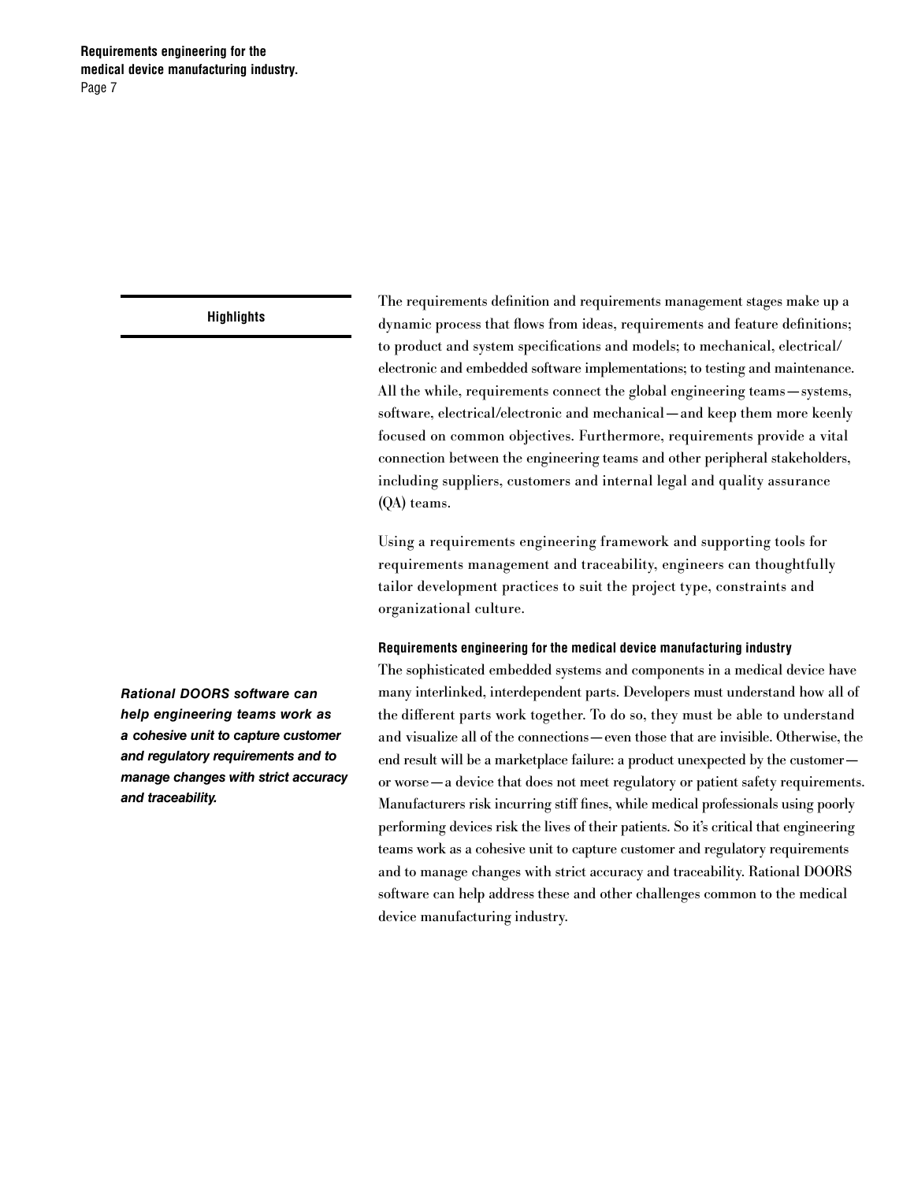**Highlights**

The requirements definition and requirements management stages make up a dynamic process that flows from ideas, requirements and feature definitions; to product and system specifications and models; to mechanical, electrical/electronic and embedded software implementations; to testing and maintenance. All the while, requirements connect the global engineering teams—systems, software, electrical/electronic and mechanical—and keep them more keenly focused on common objectives. Furthermore, requirements provide a vital connection between the engineering teams and other peripheral stakeholders, including suppliers, customers and internal legal and quality assurance (QA) teams.

Using a requirements engineering framework and supporting tools for requirements management and traceability, engineers can thoughtfully tailor development practices to suit the project type, constraints and organizational culture.

*Rational DOORS software can help engineering teams work as a cohesive unit to capture customer and regulatory requirements and to manage changes with strict accuracy and traceability.*

#### Requirements engineering for the medical device manufacturing industry

The sophisticated embedded systems and components in a medical device have many interlinked, interdependent parts. Developers must understand how all of the different parts work together. To do so, they must be able to understand and visualize all of the connections—even those that are invisible. Otherwise, the end result will be a marketplace failure: a product unexpected by the customer—or worse—a device that does not meet regulatory or patient safety requirements. Manufacturers risk incurring stiff fines, while medical professionals using poorly performing devices risk the lives of their patients. So it's critical that engineering teams work as a cohesive unit to capture customer and regulatory requirements and to manage changes with strict accuracy and traceability. Rational DOORS software can help address these and other challenges common to the medical device manufacturing industry.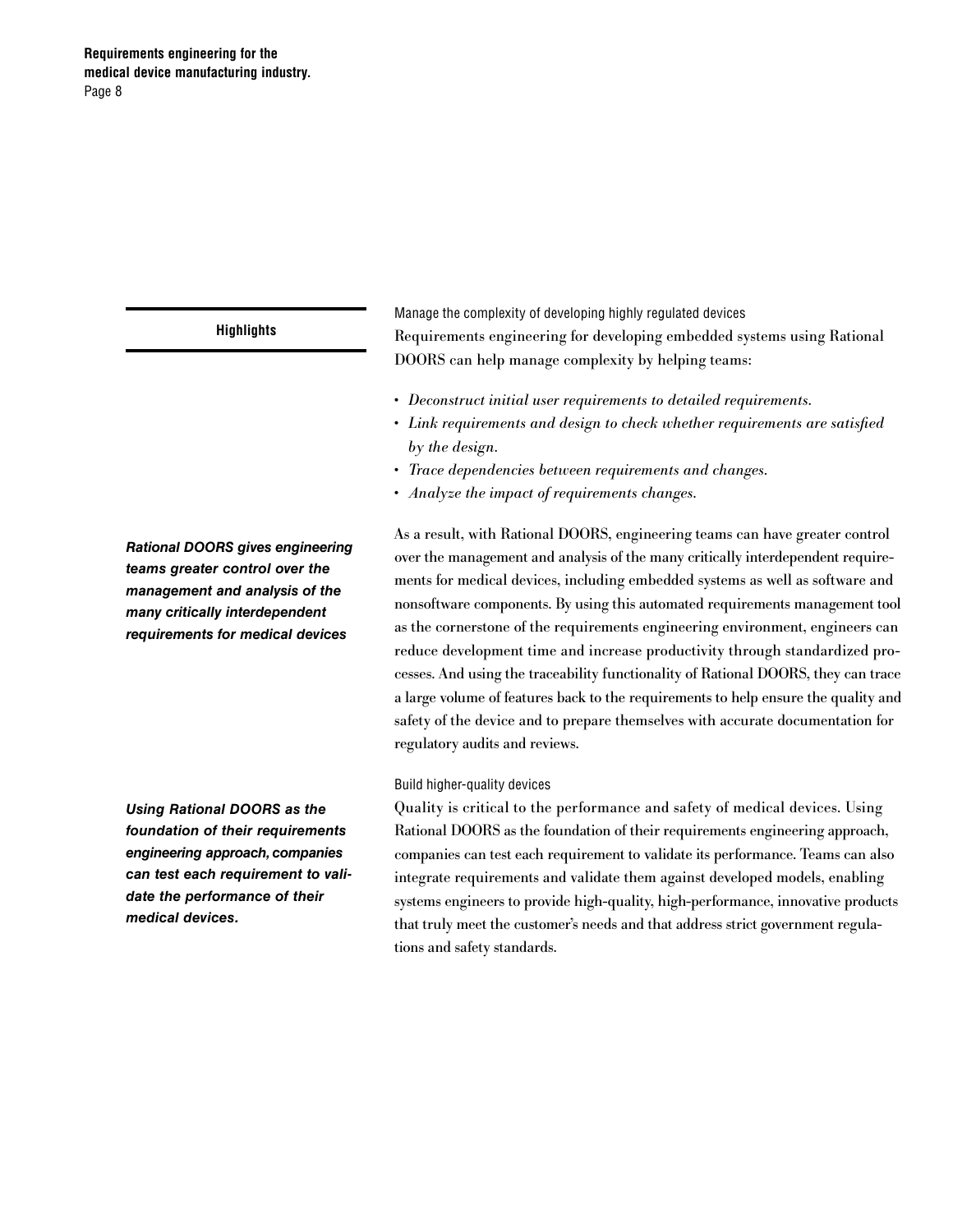**Highlights**

### Manage the complexity of developing highly regulated devices

Requirements engineering for developing embedded systems using Rational DOORS can help manage complexity by helping teams:

- *Deconstruct initial user requirements to detailed requirements.*
- *Link requirements and design to check whether requirements are satisfied by the design.*
- *Trace dependencies between requirements and changes.*
- *Analyze the impact of requirements changes.*

***Rational DOORS gives engineering teams greater control over the management and analysis of the many critically interdependent requirements for medical devices***

As a result, with Rational DOORS, engineering teams can have greater control over the management and analysis of the many critically interdependent requirements for medical devices, including embedded systems as well as software and nonsoftware components. By using this automated requirements management tool as the cornerstone of the requirements engineering environment, engineers can reduce development time and increase productivity through standardized processes. And using the traceability functionality of Rational DOORS, they can trace a large volume of features back to the requirements to help ensure the quality and safety of the device and to prepare themselves with accurate documentation for regulatory audits and reviews.

### Build higher-quality devices

***Using Rational DOORS as the foundation of their requirements engineering approach, companies can test each requirement to validate the performance of their medical devices.***

Quality is critical to the performance and safety of medical devices. Using Rational DOORS as the foundation of their requirements engineering approach, companies can test each requirement to validate its performance. Teams can also integrate requirements and validate them against developed models, enabling systems engineers to provide high-quality, high-performance, innovative products that truly meet the customer's needs and that address strict government regulations and safety standards.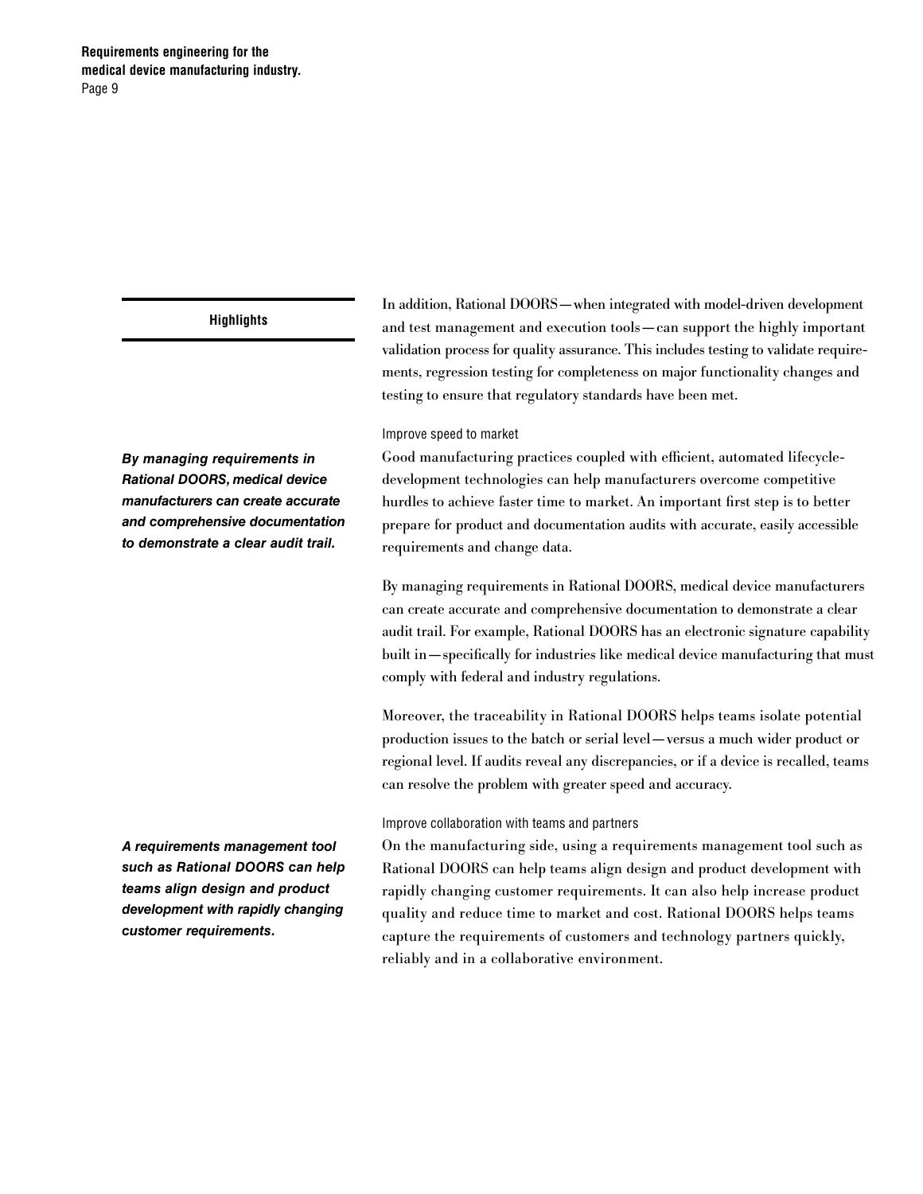**Highlights**

*By managing requirements in Rational DOORS, medical device manufacturers can create accurate and comprehensive documentation to demonstrate a clear audit trail.*

*A requirements management tool such as Rational DOORS can help teams align design and product development with rapidly changing customer requirements.*

In addition, Rational DOORS—when integrated with model-driven development and test management and execution tools—can support the highly important validation process for quality assurance. This includes testing to validate requirements, regression testing for completeness on major functionality changes and testing to ensure that regulatory standards have been met.

### Improve speed to market

Good manufacturing practices coupled with efficient, automated lifecycle-development technologies can help manufacturers overcome competitive hurdles to achieve faster time to market. An important first step is to better prepare for product and documentation audits with accurate, easily accessible requirements and change data.

By managing requirements in Rational DOORS, medical device manufacturers can create accurate and comprehensive documentation to demonstrate a clear audit trail. For example, Rational DOORS has an electronic signature capability built in—specifically for industries like medical device manufacturing that must comply with federal and industry regulations.

Moreover, the traceability in Rational DOORS helps teams isolate potential production issues to the batch or serial level—versus a much wider product or regional level. If audits reveal any discrepancies, or if a device is recalled, teams can resolve the problem with greater speed and accuracy.

### Improve collaboration with teams and partners

On the manufacturing side, using a requirements management tool such as Rational DOORS can help teams align design and product development with rapidly changing customer requirements. It can also help increase product quality and reduce time to market and cost. Rational DOORS helps teams capture the requirements of customers and technology partners quickly, reliably and in a collaborative environment.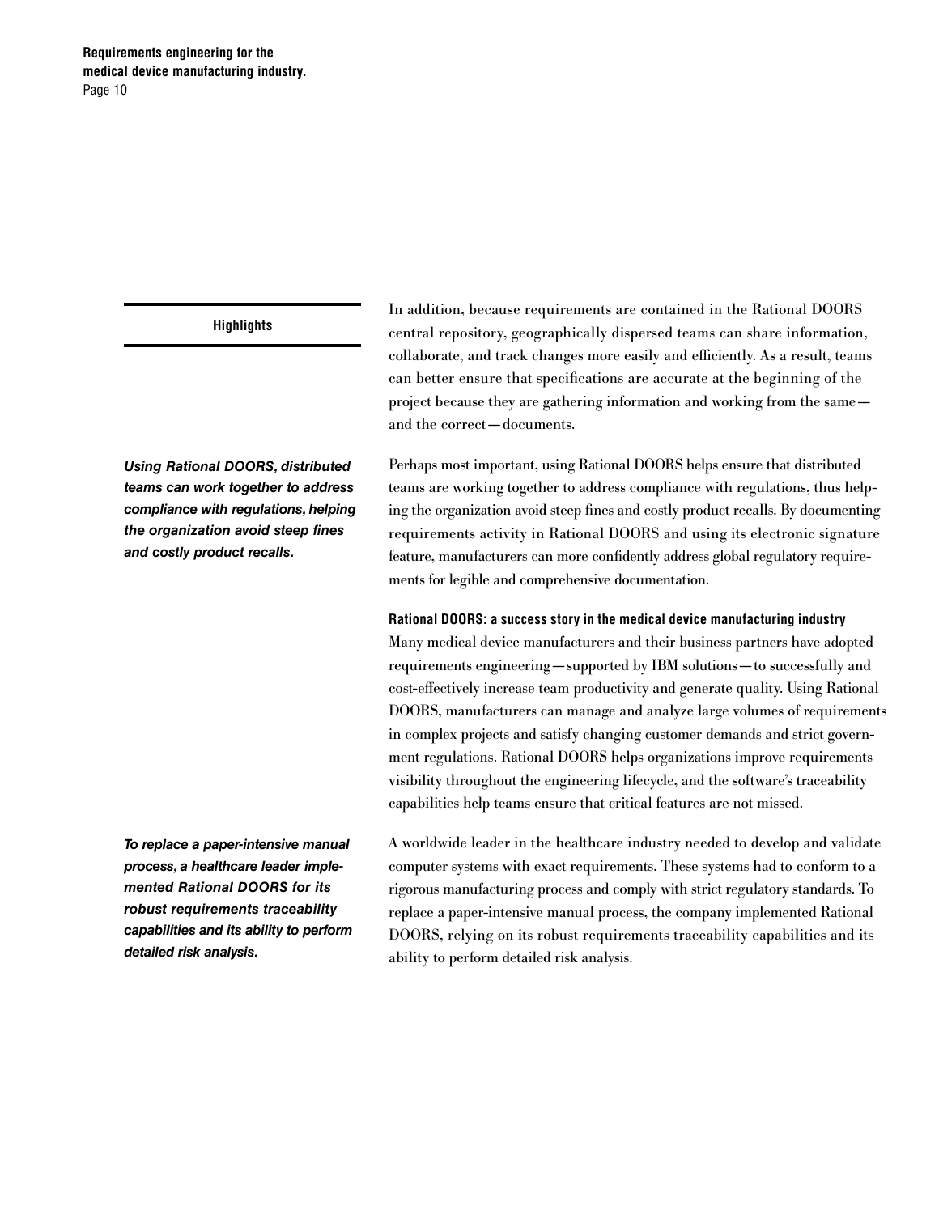**Highlights**

*Using Rational DOORS, distributed teams can work together to address compliance with regulations, helping the organization avoid steep fines and costly product recalls.*

*To replace a paper-intensive manual process, a healthcare leader implemented Rational DOORS for its robust requirements traceability capabilities and its ability to perform detailed risk analysis.*

In addition, because requirements are contained in the Rational DOORS central repository, geographically dispersed teams can share information, collaborate, and track changes more easily and efficiently. As a result, teams can better ensure that specifications are accurate at the beginning of the project because they are gathering information and working from the same—and the correct—documents.

Perhaps most important, using Rational DOORS helps ensure that distributed teams are working together to address compliance with regulations, thus helping the organization avoid steep fines and costly product recalls. By documenting requirements activity in Rational DOORS and using its electronic signature feature, manufacturers can more confidently address global regulatory requirements for legible and comprehensive documentation.

**Rational DOORS: a success story in the medical device manufacturing industry**

Many medical device manufacturers and their business partners have adopted requirements engineering—supported by IBM solutions—to successfully and cost-effectively increase team productivity and generate quality. Using Rational DOORS, manufacturers can manage and analyze large volumes of requirements in complex projects and satisfy changing customer demands and strict government regulations. Rational DOORS helps organizations improve requirements visibility throughout the engineering lifecycle, and the software's traceability capabilities help teams ensure that critical features are not missed.

A worldwide leader in the healthcare industry needed to develop and validate computer systems with exact requirements. These systems had to conform to a rigorous manufacturing process and comply with strict regulatory standards. To replace a paper-intensive manual process, the company implemented Rational DOORS, relying on its robust requirements traceability capabilities and its ability to perform detailed risk analysis.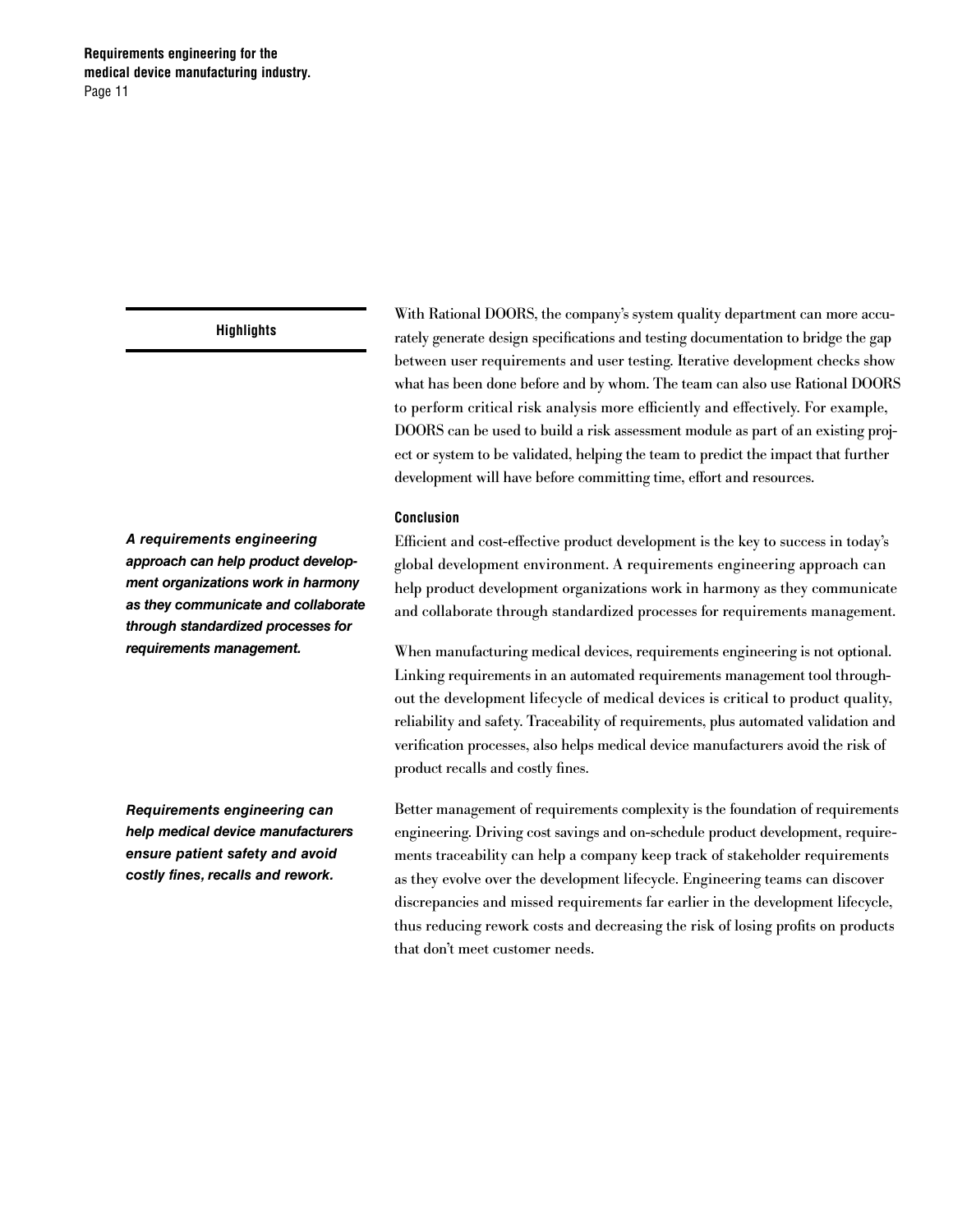**Highlights**

With Rational DOORS, the company's system quality department can more accurately generate design specifications and testing documentation to bridge the gap between user requirements and user testing. Iterative development checks show what has been done before and by whom. The team can also use Rational DOORS to perform critical risk analysis more efficiently and effectively. For example, DOORS can be used to build a risk assessment module as part of an existing project or system to be validated, helping the team to predict the impact that further development will have before committing time, effort and resources.

## Conclusion

***A requirements engineering approach can help product development organizations work in harmony as they communicate and collaborate through standardized processes for requirements management.***

Efficient and cost-effective product development is the key to success in today's global development environment. A requirements engineering approach can help product development organizations work in harmony as they communicate and collaborate through standardized processes for requirements management.

When manufacturing medical devices, requirements engineering is not optional. Linking requirements in an automated requirements management tool throughout the development lifecycle of medical devices is critical to product quality, reliability and safety. Traceability of requirements, plus automated validation and verification processes, also helps medical device manufacturers avoid the risk of product recalls and costly fines.

***Requirements engineering can help medical device manufacturers ensure patient safety and avoid costly fines, recalls and rework.***

Better management of requirements complexity is the foundation of requirements engineering. Driving cost savings and on-schedule product development, requirements traceability can help a company keep track of stakeholder requirements as they evolve over the development lifecycle. Engineering teams can discover discrepancies and missed requirements far earlier in the development lifecycle, thus reducing rework costs and decreasing the risk of losing profits on products that don't meet customer needs.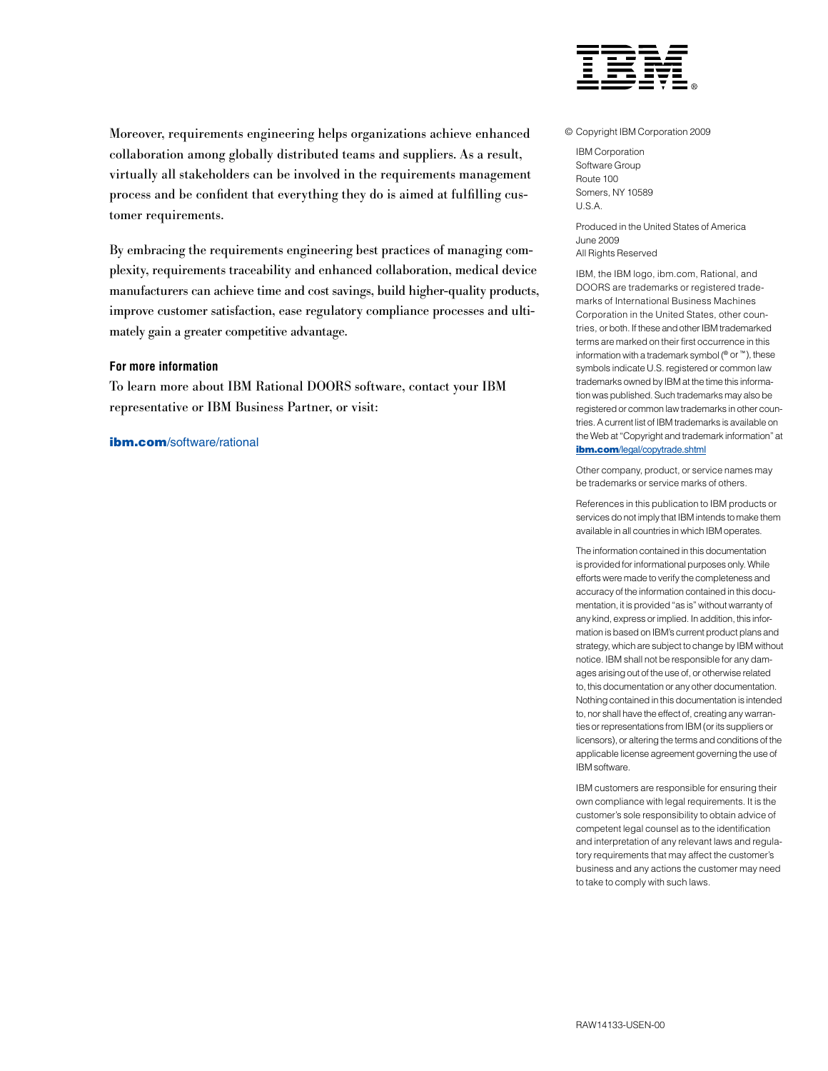Moreover, requirements engineering helps organizations achieve enhanced collaboration among globally distributed teams and suppliers. As a result, virtually all stakeholders can be involved in the requirements management process and be confident that everything they do is aimed at fulfilling customer requirements.

By embracing the requirements engineering best practices of managing complexity, requirements traceability and enhanced collaboration, medical device manufacturers can achieve time and cost savings, build higher-quality products, improve customer satisfaction, ease regulatory compliance processes and ultimately gain a greater competitive advantage.

### For more information

To learn more about IBM Rational DOORS software, contact your IBM representative or IBM Business Partner, or visit:

**ibm.com**/software/rational

© Copyright IBM Corporation 2009

IBM Corporation
Software Group
Route 100
Somers, NY 10589
U.S.A.

Produced in the United States of America
June 2009
All Rights Reserved

IBM, the IBM logo, ibm.com, Rational, and DOORS are trademarks or registered trademarks of International Business Machines Corporation in the United States, other countries, or both. If these and other IBM trademarked terms are marked on their first occurrence in this information with a trademark symbol (® or ™), these symbols indicate U.S. registered or common law trademarks owned by IBM at the time this information was published. Such trademarks may also be registered or common law trademarks in other countries. A current list of IBM trademarks is available on the Web at "Copyright and trademark information" at **ibm.com**/legal/copytrade.shtml

Other company, product, or service names may be trademarks or service marks of others.

References in this publication to IBM products or services do not imply that IBM intends to make them available in all countries in which IBM operates.

The information contained in this documentation is provided for informational purposes only. While efforts were made to verify the completeness and accuracy of the information contained in this documentation, it is provided "as is" without warranty of any kind, express or implied. In addition, this information is based on IBM's current product plans and strategy, which are subject to change by IBM without notice. IBM shall not be responsible for any damages arising out of the use of, or otherwise related to, this documentation or any other documentation. Nothing contained in this documentation is intended to, nor shall have the effect of, creating any warranties or representations from IBM (or its suppliers or licensors), or altering the terms and conditions of the applicable license agreement governing the use of IBM software.

IBM customers are responsible for ensuring their own compliance with legal requirements. It is the customer's sole responsibility to obtain advice of competent legal counsel as to the identification and interpretation of any relevant laws and regulatory requirements that may affect the customer's business and any actions the customer may need to take to comply with such laws.

RAW14133-USEN-00